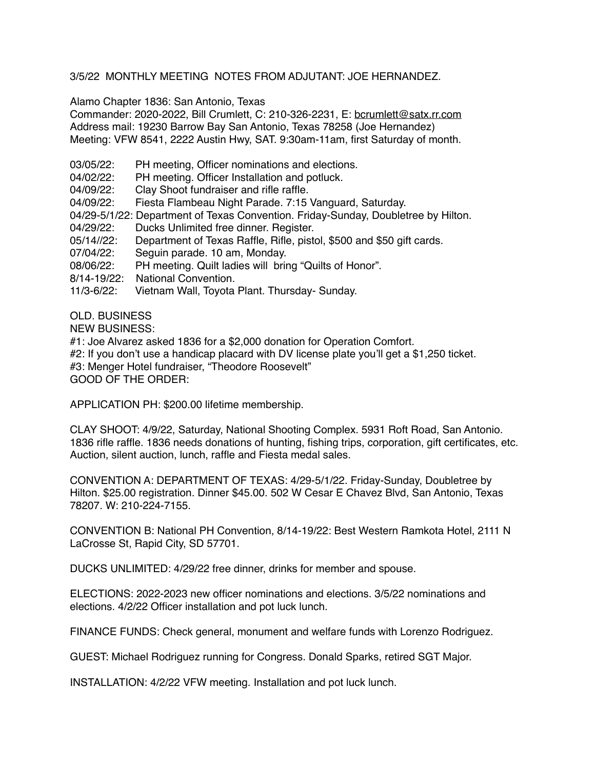3/5/22 MONTHLY MEETING NOTES FROM ADJUTANT: JOE HERNANDEZ.

Alamo Chapter 1836: San Antonio, Texas
Commander: 2020-2022, Bill Crumlett, C: 210-326-2231, E: bcrumlett@satx.rr.com
Address mail: 19230 Barrow Bay San Antonio, Texas 78258 (Joe Hernandez)
Meeting: VFW 8541, 2222 Austin Hwy, SAT. 9:30am-11am, first Saturday of month.

03/05/22: PH meeting, Officer nominations and elections.
04/02/22: PH meeting. Officer Installation and potluck.
04/09/22: Clay Shoot fundraiser and rifle raffle.
04/09/22: Fiesta Flambeau Night Parade. 7:15 Vanguard, Saturday.
04/29-5/1/22: Department of Texas Convention. Friday-Sunday, Doubletree by Hilton.
04/29/22: Ducks Unlimited free dinner. Register.
05/14//22: Department of Texas Raffle, Rifle, pistol, $500 and $50 gift cards.
07/04/22: Seguin parade. 10 am, Monday.
08/06/22: PH meeting. Quilt ladies will bring "Quilts of Honor".
8/14-19/22: National Convention.
11/3-6/22: Vietnam Wall, Toyota Plant. Thursday- Sunday.

OLD. BUSINESS
NEW BUSINESS:
#1: Joe Alvarez asked 1836 for a $2,000 donation for Operation Comfort.
#2: If you don't use a handicap placard with DV license plate you'll get a $1,250 ticket.
#3: Menger Hotel fundraiser, "Theodore Roosevelt"
GOOD OF THE ORDER:

APPLICATION PH: $200.00 lifetime membership.

CLAY SHOOT: 4/9/22, Saturday, National Shooting Complex. 5931 Roft Road, San Antonio. 1836 rifle raffle. 1836 needs donations of hunting, fishing trips, corporation, gift certificates, etc. Auction, silent auction, lunch, raffle and Fiesta medal sales.

CONVENTION A: DEPARTMENT OF TEXAS: 4/29-5/1/22. Friday-Sunday, Doubletree by Hilton. $25.00 registration. Dinner $45.00. 502 W Cesar E Chavez Blvd, San Antonio, Texas 78207. W: 210-224-7155.

CONVENTION B: National PH Convention, 8/14-19/22: Best Western Ramkota Hotel, 2111 N LaCrosse St, Rapid City, SD 57701.

DUCKS UNLIMITED: 4/29/22 free dinner, drinks for member and spouse.

ELECTIONS: 2022-2023 new officer nominations and elections. 3/5/22 nominations and elections. 4/2/22 Officer installation and pot luck lunch.

FINANCE FUNDS: Check general, monument and welfare funds with Lorenzo Rodriguez.

GUEST: Michael Rodriguez running for Congress. Donald Sparks, retired SGT Major.

INSTALLATION: 4/2/22 VFW meeting. Installation and pot luck lunch.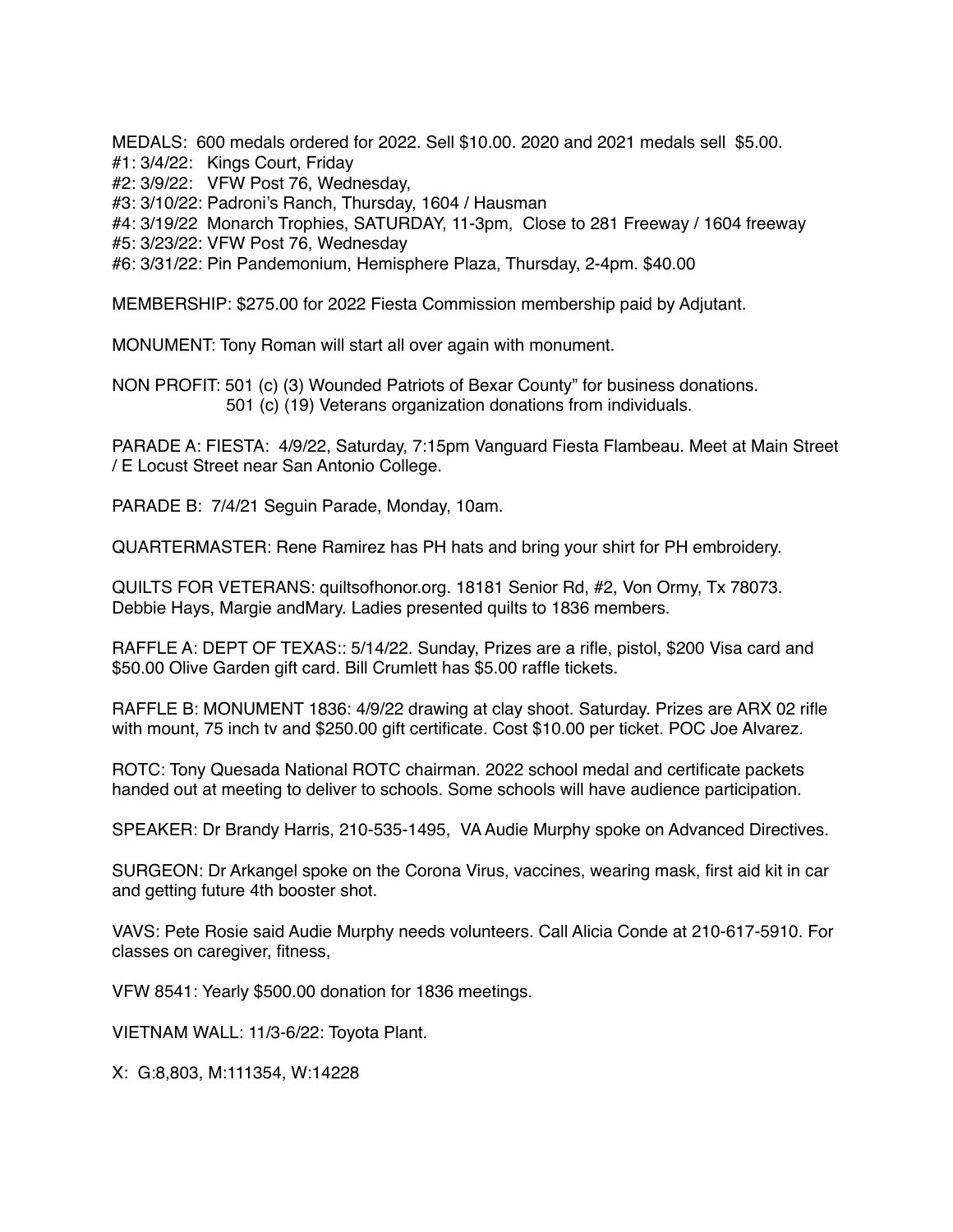MEDALS: 600 medals ordered for 2022. Sell $10.00. 2020 and 2021 medals sell $5.00.
#1: 3/4/22: Kings Court, Friday
#2: 3/9/22: VFW Post 76, Wednesday,
#3: 3/10/22: Padroni's Ranch, Thursday, 1604 / Hausman
#4: 3/19/22 Monarch Trophies, SATURDAY, 11-3pm, Close to 281 Freeway / 1604 freeway
#5: 3/23/22: VFW Post 76, Wednesday
#6: 3/31/22: Pin Pandemonium, Hemisphere Plaza, Thursday, 2-4pm. $40.00

MEMBERSHIP: $275.00 for 2022 Fiesta Commission membership paid by Adjutant.

MONUMENT: Tony Roman will start all over again with monument.

NON PROFIT: 501 (c) (3) Wounded Patriots of Bexar County" for business donations.
501 (c) (19) Veterans organization donations from individuals.

PARADE A: FIESTA: 4/9/22, Saturday, 7:15pm Vanguard Fiesta Flambeau. Meet at Main Street / E Locust Street near San Antonio College.

PARADE B: 7/4/21 Seguin Parade, Monday, 10am.

QUARTERMASTER: Rene Ramirez has PH hats and bring your shirt for PH embroidery.

QUILTS FOR VETERANS: quiltsofhonor.org. 18181 Senior Rd, #2, Von Ormy, Tx 78073. Debbie Hays, Margie andMary. Ladies presented quilts to 1836 members.

RAFFLE A: DEPT OF TEXAS:: 5/14/22. Sunday, Prizes are a rifle, pistol, $200 Visa card and $50.00 Olive Garden gift card. Bill Crumlett has $5.00 raffle tickets.

RAFFLE B: MONUMENT 1836: 4/9/22 drawing at clay shoot. Saturday. Prizes are ARX 02 rifle with mount, 75 inch tv and $250.00 gift certificate. Cost $10.00 per ticket. POC Joe Alvarez.

ROTC: Tony Quesada National ROTC chairman. 2022 school medal and certificate packets handed out at meeting to deliver to schools. Some schools will have audience participation.

SPEAKER: Dr Brandy Harris, 210-535-1495, VA Audie Murphy spoke on Advanced Directives.

SURGEON: Dr Arkangel spoke on the Corona Virus, vaccines, wearing mask, first aid kit in car and getting future 4th booster shot.

VAVS: Pete Rosie said Audie Murphy needs volunteers. Call Alicia Conde at 210-617-5910. For classes on caregiver, fitness,

VFW 8541: Yearly $500.00 donation for 1836 meetings.

VIETNAM WALL: 11/3-6/22: Toyota Plant.

X: G:8,803, M:111354, W:14228